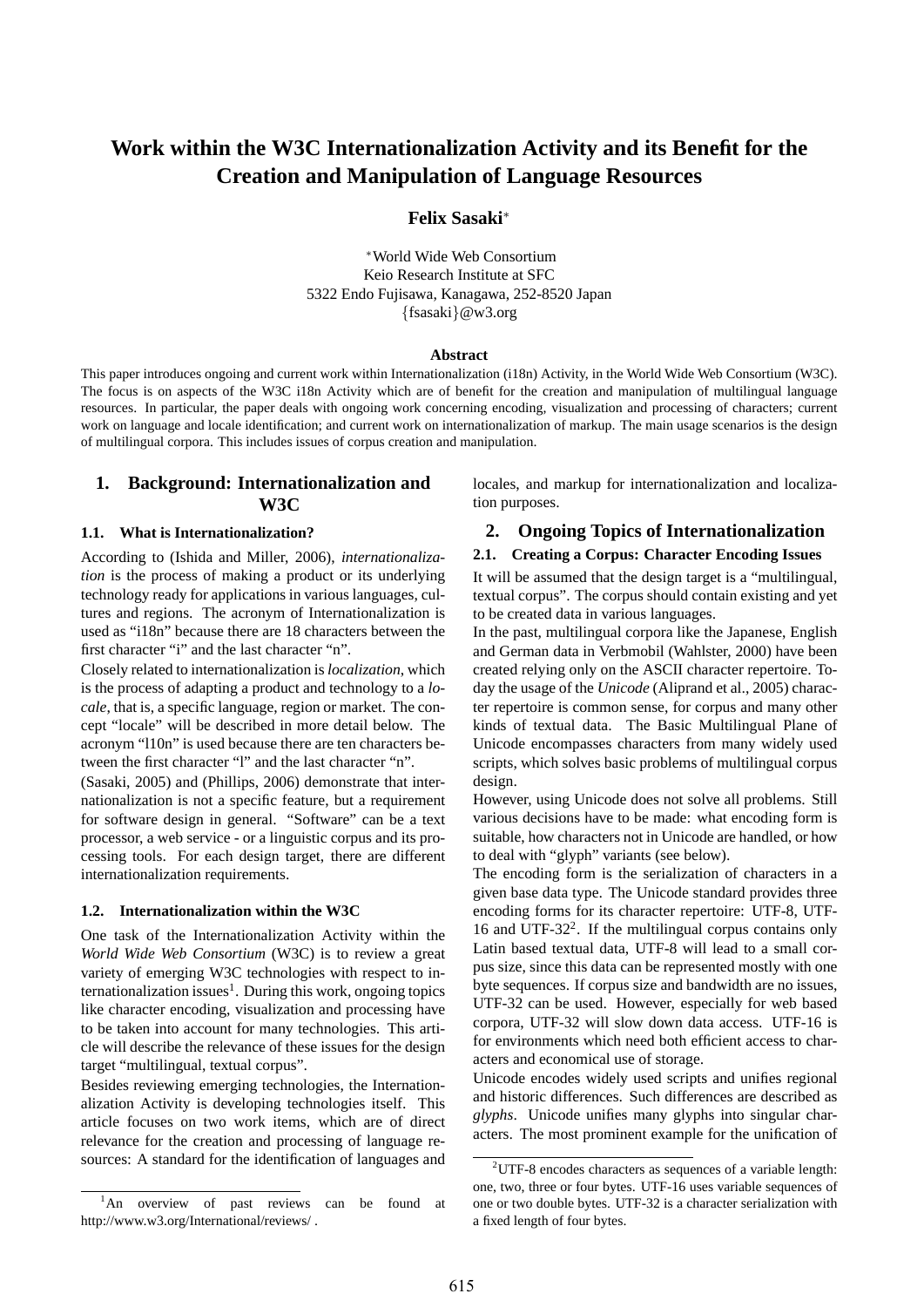# Work within the W3C Internationalization Activity and its Benefit for the Creation and Manipulation of Language Resources

**Felix Sasaki***

*World Wide Web Consortium
Keio Research Institute at SFC
5322 Endo Fujisawa, Kanagawa, 252-8520 Japan
{fsasaki}@w3.org

**Abstract**

This paper introduces ongoing and current work within Internationalization (i18n) Activity, in the World Wide Web Consortium (W3C). The focus is on aspects of the W3C i18n Activity which are of benefit for the creation and manipulation of multilingual language resources. In particular, the paper deals with ongoing work concerning encoding, visualization and processing of characters; current work on language and locale identification; and current work on internationalization of markup. The main usage scenarios is the design of multilingual corpora. This includes issues of corpus creation and manipulation.

## 1. Background: Internationalization and W3C

### 1.1. What is Internationalization?

According to (Ishida and Miller, 2006), *internationalization* is the process of making a product or its underlying technology ready for applications in various languages, cultures and regions. The acronym of Internationalization is used as "i18n" because there are 18 characters between the first character "i" and the last character "n".

Closely related to internationalization is *localization*, which is the process of adapting a product and technology to a *locale*, that is, a specific language, region or market. The concept "locale" will be described in more detail below. The acronym "l10n" is used because there are ten characters between the first character "l" and the last character "n".

(Sasaki, 2005) and (Phillips, 2006) demonstrate that internationalization is not a specific feature, but a requirement for software design in general. "Software" can be a text processor, a web service - or a linguistic corpus and its processing tools. For each design target, there are different internationalization requirements.

### 1.2. Internationalization within the W3C

One task of the Internationalization Activity within the *World Wide Web Consortium* (W3C) is to review a great variety of emerging W3C technologies with respect to internationalization issues[1]. During this work, ongoing topics like character encoding, visualization and processing have to be taken into account for many technologies. This article will describe the relevance of these issues for the design target "multilingual, textual corpus".

Besides reviewing emerging technologies, the Internationalization Activity is developing technologies itself. This article focuses on two work items, which are of direct relevance for the creation and processing of language resources: A standard for the identification of languages and locales, and markup for internationalization and localization purposes.

## 2. Ongoing Topics of Internationalization

### 2.1. Creating a Corpus: Character Encoding Issues

It will be assumed that the design target is a "multilingual, textual corpus". The corpus should contain existing and yet to be created data in various languages.

In the past, multilingual corpora like the Japanese, English and German data in Verbmobil (Wahlster, 2000) have been created relying only on the ASCII character repertoire. Today the usage of the *Unicode* (Aliprand et al., 2005) character repertoire is common sense, for corpus and many other kinds of textual data. The Basic Multilingual Plane of Unicode encompasses characters from many widely used scripts, which solves basic problems of multilingual corpus design.

However, using Unicode does not solve all problems. Still various decisions have to be made: what encoding form is suitable, how characters not in Unicode are handled, or how to deal with "glyph" variants (see below).

The encoding form is the serialization of characters in a given base data type. The Unicode standard provides three encoding forms for its character repertoire: UTF-8, UTF-16 and UTF-32[2]. If the multilingual corpus contains only Latin based textual data, UTF-8 will lead to a small corpus size, since this data can be represented mostly with one byte sequences. If corpus size and bandwidth are no issues, UTF-32 can be used. However, especially for web based corpora, UTF-32 will slow down data access. UTF-16 is for environments which need both efficient access to characters and economical use of storage.

Unicode encodes widely used scripts and unifies regional and historic differences. Such differences are described as *glyphs*. Unicode unifies many glyphs into singular characters. The most prominent example for the unification of

[1] An overview of past reviews can be found at http://www.w3.org/International/reviews/ .

[2] UTF-8 encodes characters as sequences of a variable length: one, two, three or four bytes. UTF-16 uses variable sequences of one or two double bytes. UTF-32 is a character serialization with a fixed length of four bytes.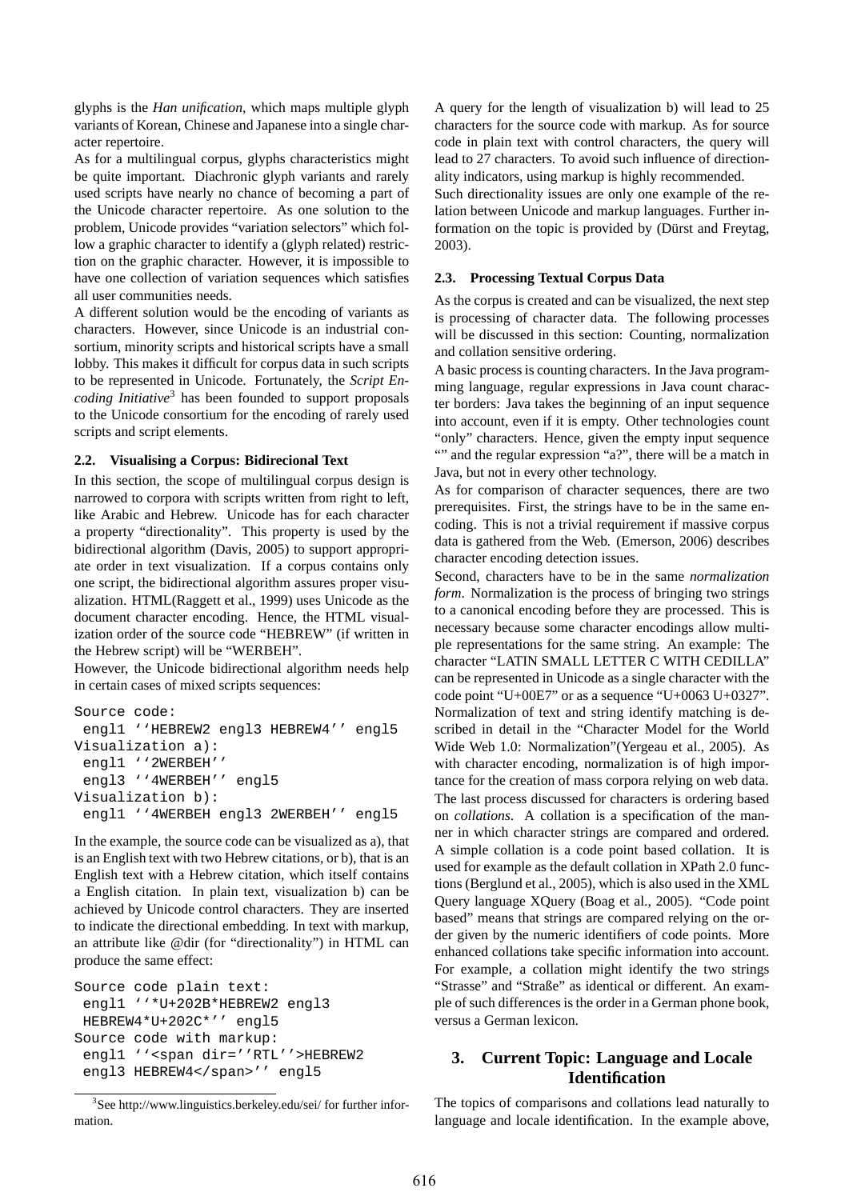glyphs is the *Han unification*, which maps multiple glyph variants of Korean, Chinese and Japanese into a single character repertoire.

As for a multilingual corpus, glyphs characteristics might be quite important. Diachronic glyph variants and rarely used scripts have nearly no chance of becoming a part of the Unicode character repertoire. As one solution to the problem, Unicode provides "variation selectors" which follow a graphic character to identify a (glyph related) restriction on the graphic character. However, it is impossible to have one collection of variation sequences which satisfies all user communities needs.

A different solution would be the encoding of variants as characters. However, since Unicode is an industrial consortium, minority scripts and historical scripts have a small lobby. This makes it difficult for corpus data in such scripts to be represented in Unicode. Fortunately, the *Script Encoding Initiative*[3] has been founded to support proposals to the Unicode consortium for the encoding of rarely used scripts and script elements.

### 2.2. Visualising a Corpus: Bidirecional Text

In this section, the scope of multilingual corpus design is narrowed to corpora with scripts written from right to left, like Arabic and Hebrew. Unicode has for each character a property "directionality". This property is used by the bidirectional algorithm (Davis, 2005) to support appropriate order in text visualization. If a corpus contains only one script, the bidirectional algorithm assures proper visualization. HTML(Raggett et al., 1999) uses Unicode as the document character encoding. Hence, the HTML visualization order of the source code "HEBREW" (if written in the Hebrew script) will be "WERBEH".

However, the Unicode bidirectional algorithm needs help in certain cases of mixed scripts sequences:

```
Source code:
 engl1 ''HEBREW2 engl3 HEBREW4'' engl5
Visualization a):
 engl1 ''2WERBEH''
 engl3 ''4WERBEH'' engl5
Visualization b):
 engl1 ''4WERBEH engl3 2WERBEH'' engl5
```

In the example, the source code can be visualized as a), that is an English text with two Hebrew citations, or b), that is an English text with a Hebrew citation, which itself contains a English citation. In plain text, visualization b) can be achieved by Unicode control characters. They are inserted to indicate the directional embedding. In text with markup, an attribute like @dir (for "directionality") in HTML can produce the same effect:

```
Source code plain text:
 engl1 ''*U+202B*HEBREW2 engl3
 HEBREW4*U+202C*'' engl5
Source code with markup:
 engl1 ''<span dir=''RTL''>HEBREW2
 engl3 HEBREW4</span>'' engl5
```

[3] See http://www.linguistics.berkeley.edu/sei/ for further information.

A query for the length of visualization b) will lead to 25 characters for the source code with markup. As for source code in plain text with control characters, the query will lead to 27 characters. To avoid such influence of directionality indicators, using markup is highly recommended.

Such directionality issues are only one example of the relation between Unicode and markup languages. Further information on the topic is provided by (Dürst and Freytag, 2003).

### 2.3. Processing Textual Corpus Data

As the corpus is created and can be visualized, the next step is processing of character data. The following processes will be discussed in this section: Counting, normalization and collation sensitive ordering.

A basic process is counting characters. In the Java programming language, regular expressions in Java count character borders: Java takes the beginning of an input sequence into account, even if it is empty. Other technologies count "only" characters. Hence, given the empty input sequence "" and the regular expression "a?", there will be a match in Java, but not in every other technology.

As for comparison of character sequences, there are two prerequisites. First, the strings have to be in the same encoding. This is not a trivial requirement if massive corpus data is gathered from the Web. (Emerson, 2006) describes character encoding detection issues.

Second, characters have to be in the same *normalization form*. Normalization is the process of bringing two strings to a canonical encoding before they are processed. This is necessary because some character encodings allow multiple representations for the same string. An example: The character "LATIN SMALL LETTER C WITH CEDILLA" can be represented in Unicode as a single character with the code point "U+00E7" or as a sequence "U+0063 U+0327". Normalization of text and string identify matching is described in detail in the "Character Model for the World Wide Web 1.0: Normalization"(Yergeau et al., 2005). As with character encoding, normalization is of high importance for the creation of mass corpora relying on web data.

The last process discussed for characters is ordering based on *collations*. A collation is a specification of the manner in which character strings are compared and ordered. A simple collation is a code point based collation. It is used for example as the default collation in XPath 2.0 functions (Berglund et al., 2005), which is also used in the XML Query language XQuery (Boag et al., 2005). "Code point based" means that strings are compared relying on the order given by the numeric identifiers of code points. More enhanced collations take specific information into account. For example, a collation might identify the two strings "Strasse" and "Straße" as identical or different. An example of such differences is the order in a German phone book, versus a German lexicon.

## 3. Current Topic: Language and Locale Identification

The topics of comparisons and collations lead naturally to language and locale identification. In the example above,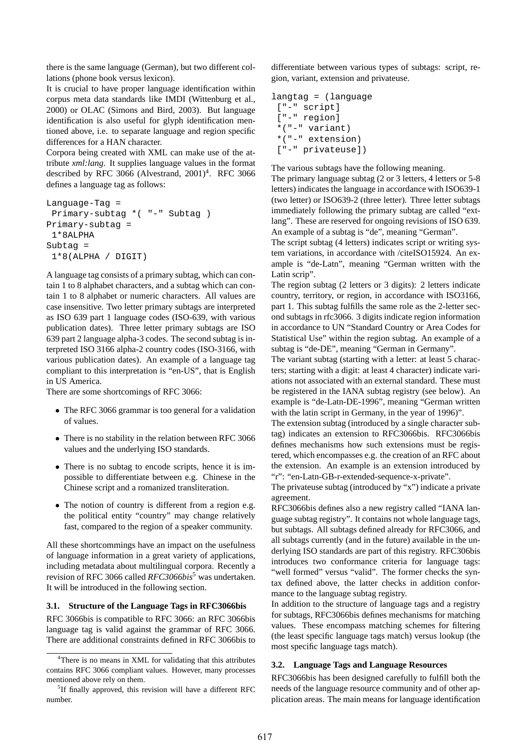there is the same language (German), but two different collations (phone book versus lexicon).

It is crucial to have proper language identification within corpus meta data standards like IMDI (Wittenburg et al., 2000) or OLAC (Simons and Bird, 2003). But language identification is also useful for glyph identification mentioned above, i.e. to separate language and region specific differences for a HAN character.

Corpora being created with XML can make use of the attribute *xml:lang*. It supplies language values in the format described by RFC 3066 (Alvestrand, 2001)[4]. RFC 3066 defines a language tag as follows:

```
Language-Tag =
 Primary-subtag *( "-" Subtag )
Primary-subtag =
 1*8ALPHA
Subtag =
 1*8(ALPHA / DIGIT)
```

A language tag consists of a primary subtag, which can contain 1 to 8 alphabet characters, and a subtag which can contain 1 to 8 alphabet or numeric characters. All values are case insensitive. Two letter primary subtags are interpreted as ISO 639 part 1 language codes (ISO-639, with various publication dates). Three letter primary subtags are ISO 639 part 2 language alpha-3 codes. The second subtag is interpreted ISO 3166 alpha-2 country codes (ISO-3166, with various publication dates). An example of a language tag compliant to this interpretation is "en-US", that is English in US America.

There are some shortcomings of RFC 3066:

- The RFC 3066 grammar is too general for a validation of values.
- There is no stability in the relation between RFC 3066 values and the underlying ISO standards.
- There is no subtag to encode scripts, hence it is impossible to differentiate between e.g. Chinese in the Chinese script and a romanized transliteration.
- The notion of country is different from a region e.g. the political entity "country" may change relatively fast, compared to the region of a speaker community.

All these shortcommings have an impact on the usefulness of language information in a great variety of applications, including metadata about multilingual corpora. Recently a revision of RFC 3066 called *RFC3066bis*[5] was undertaken. It will be introduced in the following section.

### 3.1. Structure of the Language Tags in RFC3066bis

RFC 3066bis is compatible to RFC 3066: an RFC 3066bis language tag is valid against the grammar of RFC 3066. There are additional constraints defined in RFC 3066bis to differentiate between various types of subtags: script, region, variant, extension and privateuse.

```
langtag = (language
 ["-" script]
 ["-" region]
 *("-" variant)
 *("-" extension)
 ["-" privateuse])
```

The various subtags have the following meaning.

The primary language subtag (2 or 3 letters, 4 letters or 5-8 letters) indicates the language in accordance with ISO639-1 (two letter) or ISO639-2 (three letter). Three letter subtags immediately following the primary subtag are called "extlang". These are reserved for ongoing revisions of ISO 639. An example of a subtag is "de", meaning "German".

The script subtag (4 letters) indicates script or writing system variations, in accordance with /citeISO15924. An example is "de-Latn", meaning "German written with the Latin scrip".

The region subtag (2 letters or 3 digits): 2 letters indicate country, territory, or region, in accordance with ISO3166, part 1. This subtag fulfills the same role as the 2-letter second subtags in rfc3066. 3 digits indicate region information in accordance to UN "Standard Country or Area Codes for Statistical Use" within the region subtag. An example of a subtag is "de-DE", meaning "German in Germany".

The variant subtag (starting with a letter: at least 5 characters; starting with a digit: at least 4 character) indicate variations not associated with an external standard. These must be registered in the IANA subtag registry (see below). An example is "de-Latn-DE-1996", meaning "German written with the latin script in Germany, in the year of 1996)".

The extension subtag (introduced by a single character subtag) indicates an extension to RFC3066bis. RFC3066bis defines mechanisms how such extensions must be registered, which encompasses e.g. the creation of an RFC about the extension. An example is an extension introduced by "r": "en-Latn-GB-r-extended-sequence-x-private".

The privateuse subtag (introduced by "x") indicate a private agreement.

RFC3066bis defines also a new registry called "IANA language subtag registry". It contains not whole language tags, but subtags. All subtags defined already for RFC3066, and all subtags currently (and in the future) available in the underlying ISO standards are part of this registry. RFC306bis introduces two conformance criteria for language tags: "well formed" versus "valid". The former checks the syntax defined above, the latter checks in addition conformance to the language subtag registry.

In addition to the structure of language tags and a registry for subtags, RFC3066bis defines mechanisms for matching values. These encompass matching schemes for filtering (the least specific language tags match) versus lookup (the most specific language tags match).

### 3.2. Language Tags and Language Resources

RFC3066bis has been designed carefully to fulfill both the needs of the language resource community and of other application areas. The main means for language identification

[4] There is no means in XML for validating that this attributes contains RFC 3066 compliant values. However, many processes mentioned above rely on them.

[5] If finally approved, this revision will have a different RFC number.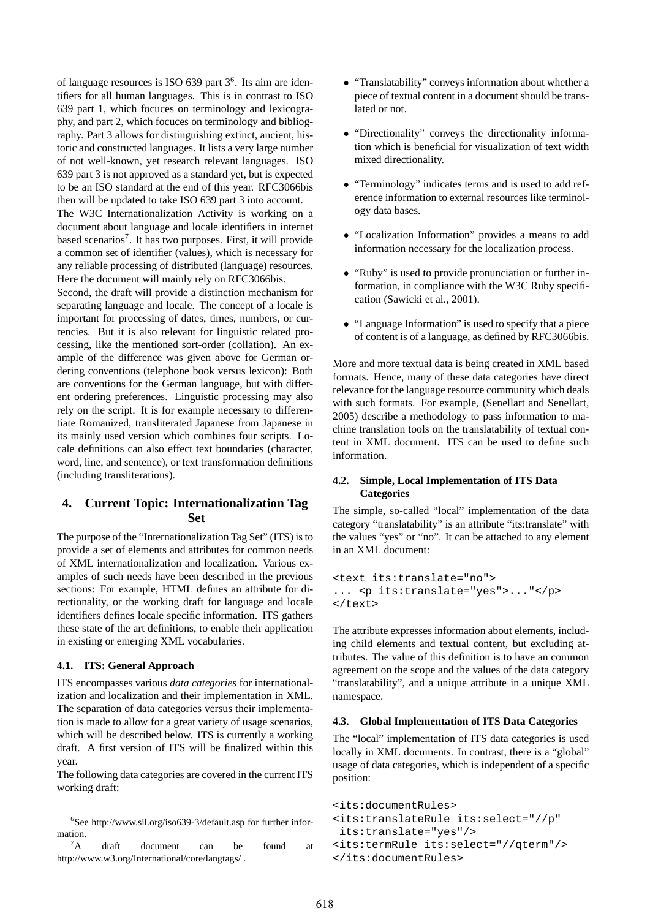of language resources is ISO 639 part 3[6]. Its aim are identifiers for all human languages. This is in contrast to ISO 639 part 1, which focuces on terminology and lexicography, and part 2, which focuces on terminology and bibliography. Part 3 allows for distinguishing extinct, ancient, historic and constructed languages. It lists a very large number of not well-known, yet research relevant languages. ISO 639 part 3 is not approved as a standard yet, but is expected to be an ISO standard at the end of this year. RFC3066bis then will be updated to take ISO 639 part 3 into account.

The W3C Internationalization Activity is working on a document about language and locale identifiers in internet based scenarios[7]. It has two purposes. First, it will provide a common set of identifier (values), which is necessary for any reliable processing of distributed (language) resources. Here the document will mainly rely on RFC3066bis.

Second, the draft will provide a distinction mechanism for separating language and locale. The concept of a locale is important for processing of dates, times, numbers, or currencies. But it is also relevant for linguistic related processing, like the mentioned sort-order (collation). An example of the difference was given above for German ordering conventions (telephone book versus lexicon): Both are conventions for the German language, but with different ordering preferences. Linguistic processing may also rely on the script. It is for example necessary to differentiate Romanized, transliterated Japanese from Japanese in its mainly used version which combines four scripts. Locale definitions can also effect text boundaries (character, word, line, and sentence), or text transformation definitions (including transliterations).

## 4. Current Topic: Internationalization Tag Set

The purpose of the "Internationalization Tag Set" (ITS) is to provide a set of elements and attributes for common needs of XML internationalization and localization. Various examples of such needs have been described in the previous sections: For example, HTML defines an attribute for directionality, or the working draft for language and locale identifiers defines locale specific information. ITS gathers these state of the art definitions, to enable their application in existing or emerging XML vocabularies.

### 4.1. ITS: General Approach

ITS encompasses various *data categories* for internationalization and localization and their implementation in XML. The separation of data categories versus their implementation is made to allow for a great variety of usage scenarios, which will be described below. ITS is currently a working draft. A first version of ITS will be finalized within this year.

The following data categories are covered in the current ITS working draft:

- "Translatability" conveys information about whether a piece of textual content in a document should be translated or not.
- "Directionality" conveys the directionality information which is beneficial for visualization of text width mixed directionality.
- "Terminology" indicates terms and is used to add reference information to external resources like terminology data bases.
- "Localization Information" provides a means to add information necessary for the localization process.
- "Ruby" is used to provide pronunciation or further information, in compliance with the W3C Ruby specification (Sawicki et al., 2001).
- "Language Information" is used to specify that a piece of content is of a language, as defined by RFC3066bis.

More and more textual data is being created in XML based formats. Hence, many of these data categories have direct relevance for the language resource community which deals with such formats. For example, (Senellart and Senellart, 2005) describe a methodology to pass information to machine translation tools on the translatability of textual content in XML document. ITS can be used to define such information.

### 4.2. Simple, Local Implementation of ITS Data Categories

The simple, so-called "local" implementation of the data category "translatability" is an attribute "its:translate" with the values "yes" or "no". It can be attached to any element in an XML document:

```
<text its:translate="no">
... <p its:translate="yes">..."</p>
</text>
```

The attribute expresses information about elements, including child elements and textual content, but excluding attributes. The value of this definition is to have an common agreement on the scope and the values of the data category "translatability", and a unique attribute in a unique XML namespace.

### 4.3. Global Implementation of ITS Data Categories

The "local" implementation of ITS data categories is used locally in XML documents. In contrast, there is a "global" usage of data categories, which is independent of a specific position:

```
<its:documentRules>
<its:translateRule its:select="//p"
 its:translate="yes"/>
<its:termRule its:select="//qterm"/>
</its:documentRules>
```

[6] See http://www.sil.org/iso639-3/default.asp for further information.

[7] A draft document can be found at http://www.w3.org/International/core/langtags/ .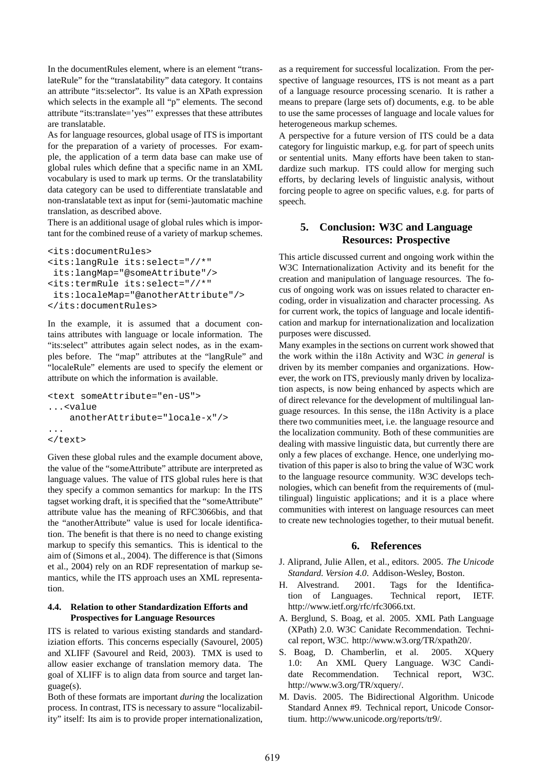In the documentRules element, where is an element "translateRule" for the "translatability" data category. It contains an attribute "its:selector". Its value is an XPath expression which selects in the example all "p" elements. The second attribute "its:translate='yes"' expresses that these attributes are translatable.

As for language resources, global usage of ITS is important for the preparation of a variety of processes. For example, the application of a term data base can make use of global rules which define that a specific name in an XML vocabulary is used to mark up terms. Or the translatability data category can be used to differentiate translatable and non-translatable text as input for (semi-)automatic machine translation, as described above.

There is an additional usage of global rules which is important for the combined reuse of a variety of markup schemes.

```
<its:documentRules>
<its:langRule its:select="//*"
 its:langMap="@someAttribute"/>
<its:termRule its:select="//*"
 its:localeMap="@anotherAttribute"/>
</its:documentRules>
```

In the example, it is assumed that a document contains attributes with language or locale information. The "its:select" attributes again select nodes, as in the examples before. The "map" attributes at the "langRule" and "localeRule" elements are used to specify the element or attribute on which the information is available.

```
<text someAttribute="en-US">
...<value
    anotherAttribute="locale-x"/>
...
</text>
```

Given these global rules and the example document above, the value of the "someAttribute" attribute are interpreted as language values. The value of ITS global rules here is that they specify a common semantics for markup: In the ITS tagset working draft, it is specified that the "someAttribute" attribute value has the meaning of RFC3066bis, and that the "anotherAttribute" value is used for locale identification. The benefit is that there is no need to change existing markup to specify this semantics. This is identical to the aim of (Simons et al., 2004). The difference is that (Simons et al., 2004) rely on an RDF representation of markup semantics, while the ITS approach uses an XML representation.

### 4.4. Relation to other Standardization Efforts and Prospectives for Language Resources

ITS is related to various existing standards and standardiziation efforts. This concerns especially (Savourel, 2005) and XLIFF (Savourel and Reid, 2003). TMX is used to allow easier exchange of translation memory data. The goal of XLIFF is to align data from source and target language(s).

Both of these formats are important *during* the localization process. In contrast, ITS is necessary to assure "localizability" itself: Its aim is to provide proper internationalization, as a requirement for successful localization. From the perspective of language resources, ITS is not meant as a part of a language resource processing scenario. It is rather a means to prepare (large sets of) documents, e.g. to be able to use the same processes of language and locale values for heterogeneous markup schemes.

A perspective for a future version of ITS could be a data category for linguistic markup, e.g. for part of speech units or sentential units. Many efforts have been taken to standardize such markup. ITS could allow for merging such efforts, by declaring levels of linguistic analysis, without forcing people to agree on specific values, e.g. for parts of speech.

## 5. Conclusion: W3C and Language Resources: Prospective

This article discussed current and ongoing work within the W3C Internationalization Activity and its benefit for the creation and manipulation of language resources. The focus of ongoing work was on issues related to character encoding, order in visualization and character processing. As for current work, the topics of language and locale identification and markup for internationalization and localization purposes were discussed.

Many examples in the sections on current work showed that the work within the i18n Activity and W3C *in general* is driven by its member companies and organizations. However, the work on ITS, previously manly driven by localization aspects, is now being enhanced by aspects which are of direct relevance for the development of multilingual language resources. In this sense, the i18n Activity is a place there two communities meet, i.e. the language resource and the localization community. Both of these communities are dealing with massive linguistic data, but currently there are only a few places of exchange. Hence, one underlying motivation of this paper is also to bring the value of W3C work to the language resource community. W3C develops technologies, which can benefit from the requirements of (multilingual) linguistic applications; and it is a place where communities with interest on language resources can meet to create new technologies together, to their mutual benefit.

## 6. References

J. Aliprand, Julie Allen, et al., editors. 2005. *The Unicode Standard. Version 4.0*. Addison-Wesley, Boston.

H. Alvestrand. 2001. Tags for the Identification of Languages. Technical report, IETF. http://www.ietf.org/rfc/rfc3066.txt.

A. Berglund, S. Boag, et al. 2005. XML Path Language (XPath) 2.0. W3C Canidate Recommendation. Technical report, W3C. http://www.w3.org/TR/xpath20/.

S. Boag, D. Chamberlin, et al. 2005. XQuery 1.0: An XML Query Language. W3C Candidate Recommendation. Technical report, W3C. http://www.w3.org/TR/xquery/.

M. Davis. 2005. The Bidirectional Algorithm. Unicode Standard Annex #9. Technical report, Unicode Consortium. http://www.unicode.org/reports/tr9/.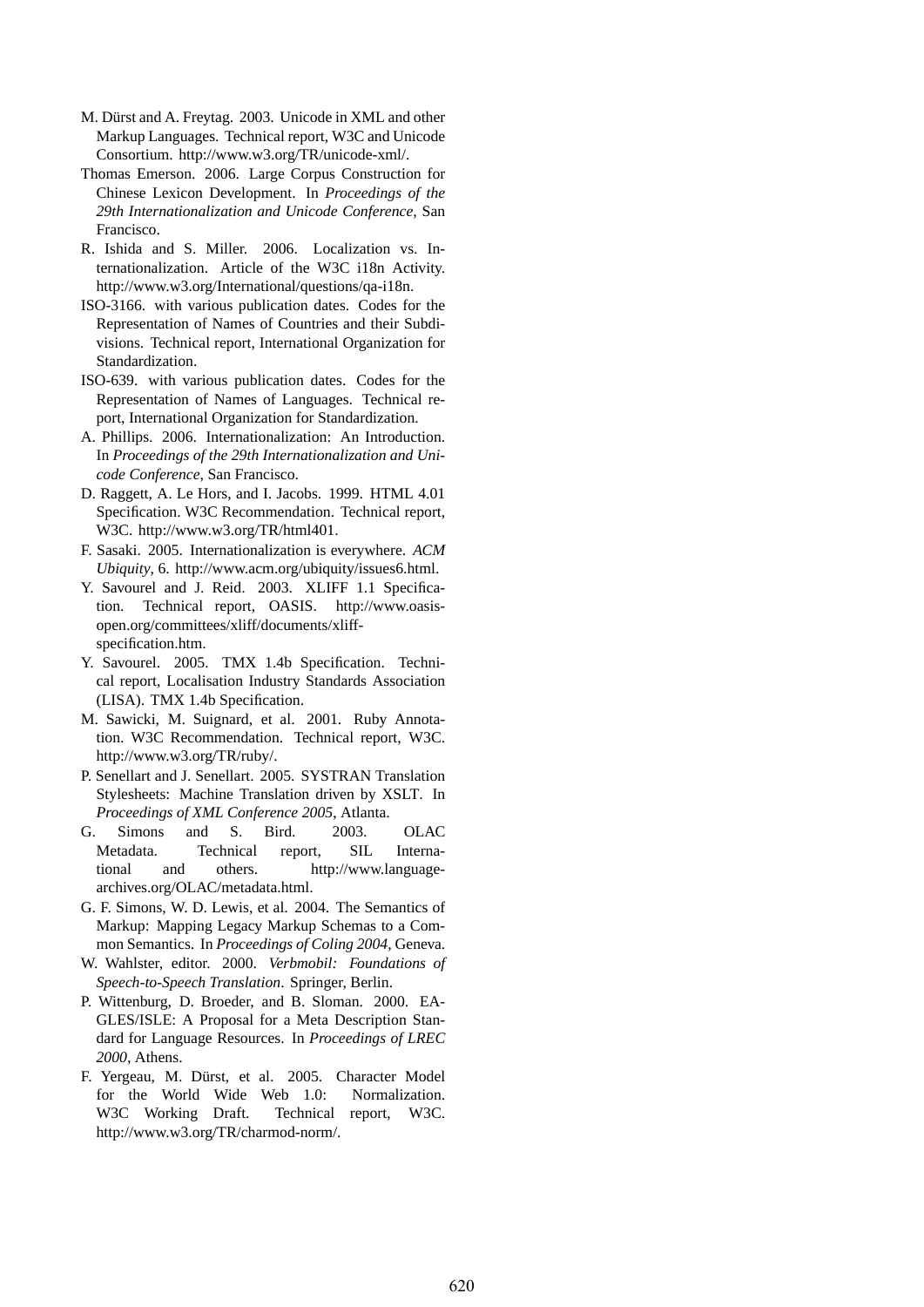M. Dürst and A. Freytag. 2003. Unicode in XML and other Markup Languages. Technical report, W3C and Unicode Consortium. http://www.w3.org/TR/unicode-xml/.

Thomas Emerson. 2006. Large Corpus Construction for Chinese Lexicon Development. In *Proceedings of the 29th Internationalization and Unicode Conference*, San Francisco.

R. Ishida and S. Miller. 2006. Localization vs. Internationalization. Article of the W3C i18n Activity. http://www.w3.org/International/questions/qa-i18n.

ISO-3166. with various publication dates. Codes for the Representation of Names of Countries and their Subdivisions. Technical report, International Organization for Standardization.

ISO-639. with various publication dates. Codes for the Representation of Names of Languages. Technical report, International Organization for Standardization.

A. Phillips. 2006. Internationalization: An Introduction. In *Proceedings of the 29th Internationalization and Unicode Conference*, San Francisco.

D. Raggett, A. Le Hors, and I. Jacobs. 1999. HTML 4.01 Specification. W3C Recommendation. Technical report, W3C. http://www.w3.org/TR/html401.

F. Sasaki. 2005. Internationalization is everywhere. *ACM Ubiquity*, 6. http://www.acm.org/ubiquity/issues6.html.

Y. Savourel and J. Reid. 2003. XLIFF 1.1 Specification. Technical report, OASIS. http://www.oasis-open.org/committees/xliff/documents/xliff-specification.htm.

Y. Savourel. 2005. TMX 1.4b Specification. Technical report, Localisation Industry Standards Association (LISA). TMX 1.4b Specification.

M. Sawicki, M. Suignard, et al. 2001. Ruby Annotation. W3C Recommendation. Technical report, W3C. http://www.w3.org/TR/ruby/.

P. Senellart and J. Senellart. 2005. SYSTRAN Translation Stylesheets: Machine Translation driven by XSLT. In *Proceedings of XML Conference 2005*, Atlanta.

G. Simons and S. Bird. 2003. OLAC Metadata. Technical report, SIL International and others. http://www.language-archives.org/OLAC/metadata.html.

G. F. Simons, W. D. Lewis, et al. 2004. The Semantics of Markup: Mapping Legacy Markup Schemas to a Common Semantics. In *Proceedings of Coling 2004*, Geneva.

W. Wahlster, editor. 2000. *Verbmobil: Foundations of Speech-to-Speech Translation*. Springer, Berlin.

P. Wittenburg, D. Broeder, and B. Sloman. 2000. EAGLES/ISLE: A Proposal for a Meta Description Standard for Language Resources. In *Proceedings of LREC 2000*, Athens.

F. Yergeau, M. Dürst, et al. 2005. Character Model for the World Wide Web 1.0: Normalization. W3C Working Draft. Technical report, W3C. http://www.w3.org/TR/charmod-norm/.